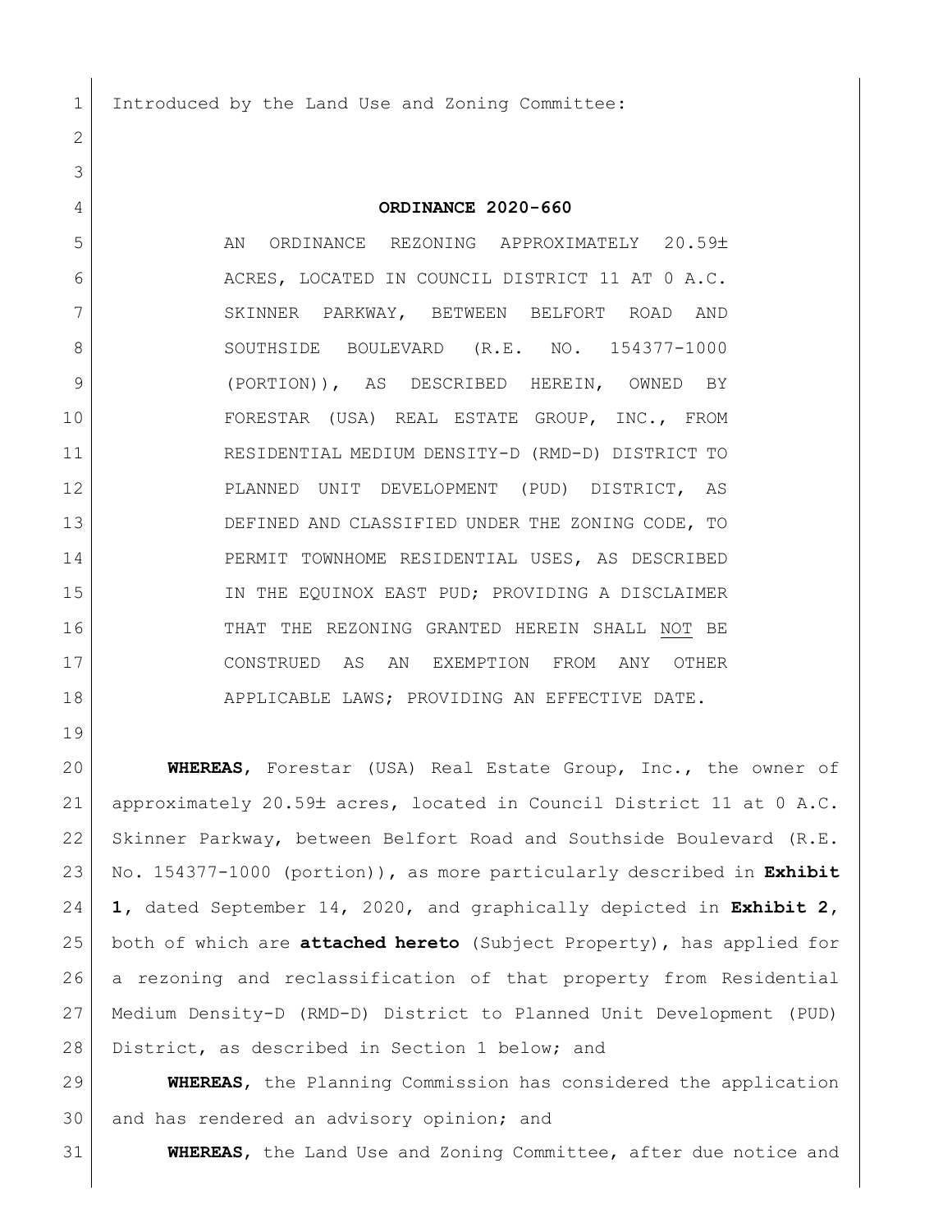Introduced by the Land Use and Zoning Committee:

**ORDINANCE 2020-660**

AN ORDINANCE REZONING APPROXIMATELY 20.59± ACRES, LOCATED IN COUNCIL DISTRICT 11 AT 0 A.C. SKINNER PARKWAY, BETWEEN BELFORT ROAD AND SOUTHSIDE BOULEVARD (R.E. NO. 154377-1000 (PORTION)), AS DESCRIBED HEREIN, OWNED BY FORESTAR (USA) REAL ESTATE GROUP, INC., FROM RESIDENTIAL MEDIUM DENSITY-D (RMD-D) DISTRICT TO PLANNED UNIT DEVELOPMENT (PUD) DISTRICT, AS DEFINED AND CLASSIFIED UNDER THE ZONING CODE, TO PERMIT TOWNHOME RESIDENTIAL USES, AS DESCRIBED IN THE EQUINOX EAST PUD; PROVIDING A DISCLAIMER THAT THE REZONING GRANTED HEREIN SHALL NOT BE CONSTRUED AS AN EXEMPTION FROM ANY OTHER APPLICABLE LAWS; PROVIDING AN EFFECTIVE DATE.

**WHEREAS**, Forestar (USA) Real Estate Group, Inc., the owner of approximately 20.59± acres, located in Council District 11 at 0 A.C. Skinner Parkway, between Belfort Road and Southside Boulevard (R.E. No. 154377-1000 (portion)), as more particularly described in **Exhibit 1**, dated September 14, 2020, and graphically depicted in **Exhibit 2**, both of which are **attached hereto** (Subject Property), has applied for a rezoning and reclassification of that property from Residential Medium Density-D (RMD-D) District to Planned Unit Development (PUD) District, as described in Section 1 below; and

**WHEREAS**, the Planning Commission has considered the application and has rendered an advisory opinion; and

**WHEREAS**, the Land Use and Zoning Committee, after due notice and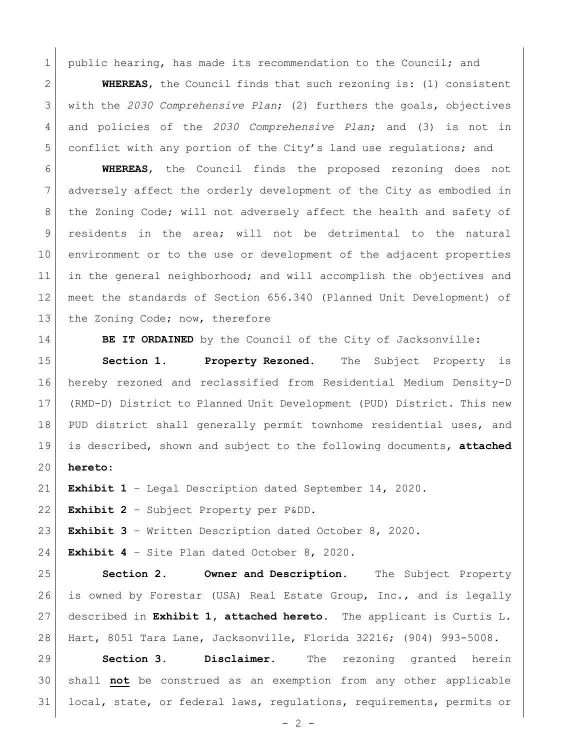public hearing, has made its recommendation to the Council; and

**WHEREAS**, the Council finds that such rezoning is: (1) consistent with the *2030 Comprehensive Plan*; (2) furthers the goals, objectives and policies of the *2030 Comprehensive Plan*; and (3) is not in conflict with any portion of the City's land use regulations; and

**WHEREAS**, the Council finds the proposed rezoning does not adversely affect the orderly development of the City as embodied in the Zoning Code; will not adversely affect the health and safety of residents in the area; will not be detrimental to the natural environment or to the use or development of the adjacent properties in the general neighborhood; and will accomplish the objectives and meet the standards of Section 656.340 (Planned Unit Development) of the Zoning Code; now, therefore

**BE IT ORDAINED** by the Council of the City of Jacksonville:

**Section 1. Property Rezoned.** The Subject Property is hereby rezoned and reclassified from Residential Medium Density-D (RMD-D) District to Planned Unit Development (PUD) District. This new PUD district shall generally permit townhome residential uses, and is described, shown and subject to the following documents, **attached hereto**:

**Exhibit 1** – Legal Description dated September 14, 2020.

**Exhibit 2** – Subject Property per P&DD.

**Exhibit 3** – Written Description dated October 8, 2020.

**Exhibit 4** – Site Plan dated October 8, 2020.

**Section 2. Owner and Description.** The Subject Property is owned by Forestar (USA) Real Estate Group, Inc., and is legally described in **Exhibit 1, attached hereto**. The applicant is Curtis L. Hart, 8051 Tara Lane, Jacksonville, Florida 32216; (904) 993-5008.

**Section 3. Disclaimer.** The rezoning granted herein shall **not** be construed as an exemption from any other applicable local, state, or federal laws, regulations, requirements, permits or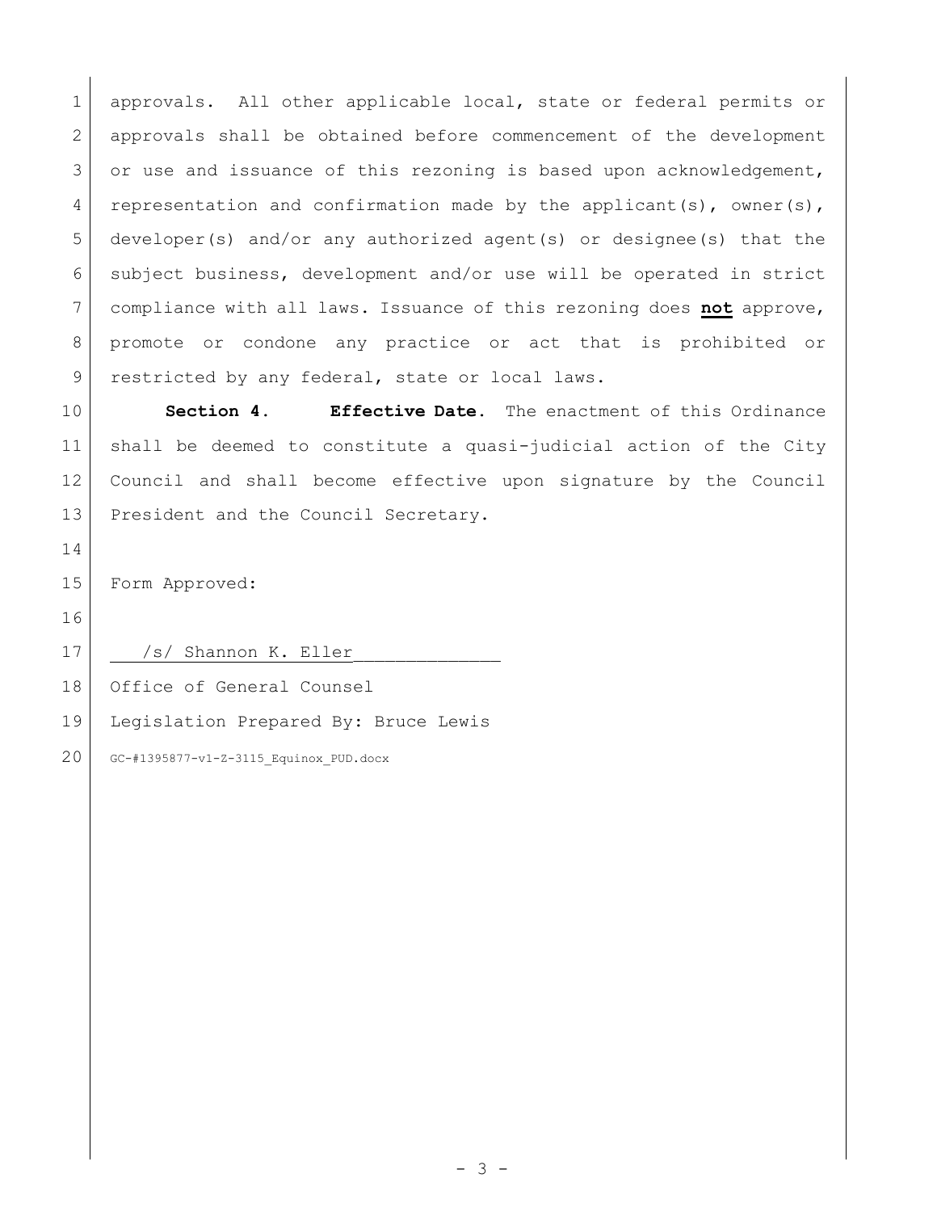approvals. All other applicable local, state or federal permits or approvals shall be obtained before commencement of the development or use and issuance of this rezoning is based upon acknowledgement, representation and confirmation made by the applicant(s), owner(s), developer(s) and/or any authorized agent(s) or designee(s) that the subject business, development and/or use will be operated in strict compliance with all laws. Issuance of this rezoning does **not** approve, promote or condone any practice or act that is prohibited or restricted by any federal, state or local laws.

**Section 4. Effective Date.** The enactment of this Ordinance shall be deemed to constitute a quasi-judicial action of the City Council and shall become effective upon signature by the Council President and the Council Secretary.

Form Approved:

/s/ Shannon K. Eller

Office of General Counsel

Legislation Prepared By: Bruce Lewis

GC-#1395877-v1-Z-3115_Equinox_PUD.docx